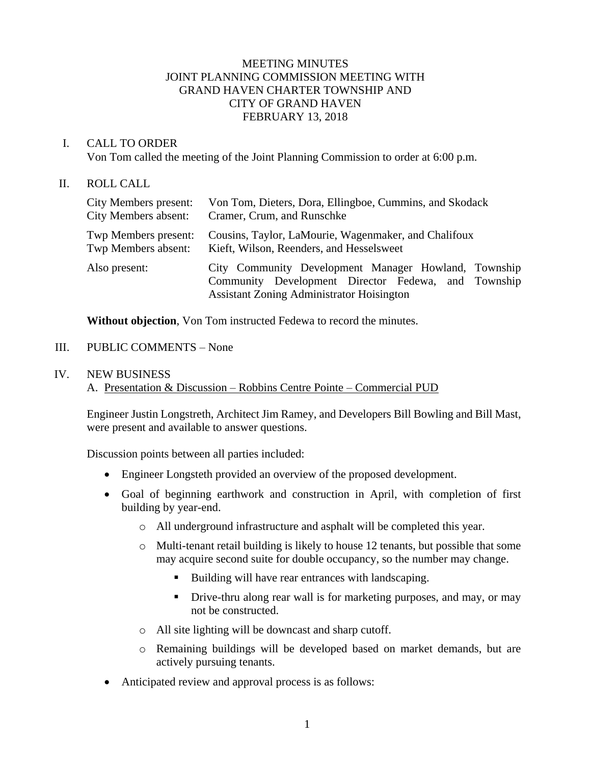MEETING MINUTES
JOINT PLANNING COMMISSION MEETING WITH
GRAND HAVEN CHARTER TOWNSHIP AND
CITY OF GRAND HAVEN
FEBRUARY 13, 2018

I. CALL TO ORDER

Von Tom called the meeting of the Joint Planning Commission to order at 6:00 p.m.

II. ROLL CALL

| | |
|---|---|
| City Members present: | Von Tom, Dieters, Dora, Ellingboe, Cummins, and Skodack |
| City Members absent: | Cramer, Crum, and Runschke |
| Twp Members present: | Cousins, Taylor, LaMourie, Wagenmaker, and Chalifoux |
| Twp Members absent: | Kieft, Wilson, Reenders, and Hesselsweet |
| Also present: | City Community Development Manager Howland, Township Community Development Director Fedewa, and Township Assistant Zoning Administrator Hoisington |

**Without objection**, Von Tom instructed Fedewa to record the minutes.

III. PUBLIC COMMENTS – None

IV. NEW BUSINESS

A. Presentation & Discussion – Robbins Centre Pointe – Commercial PUD

Engineer Justin Longstreth, Architect Jim Ramey, and Developers Bill Bowling and Bill Mast, were present and available to answer questions.

Discussion points between all parties included:

- Engineer Longsteth provided an overview of the proposed development.
- Goal of beginning earthwork and construction in April, with completion of first building by year-end.
  - All underground infrastructure and asphalt will be completed this year.
  - Multi-tenant retail building is likely to house 12 tenants, but possible that some may acquire second suite for double occupancy, so the number may change.
    - Building will have rear entrances with landscaping.
    - Drive-thru along rear wall is for marketing purposes, and may, or may not be constructed.
  - All site lighting will be downcast and sharp cutoff.
  - Remaining buildings will be developed based on market demands, but are actively pursuing tenants.
- Anticipated review and approval process is as follows: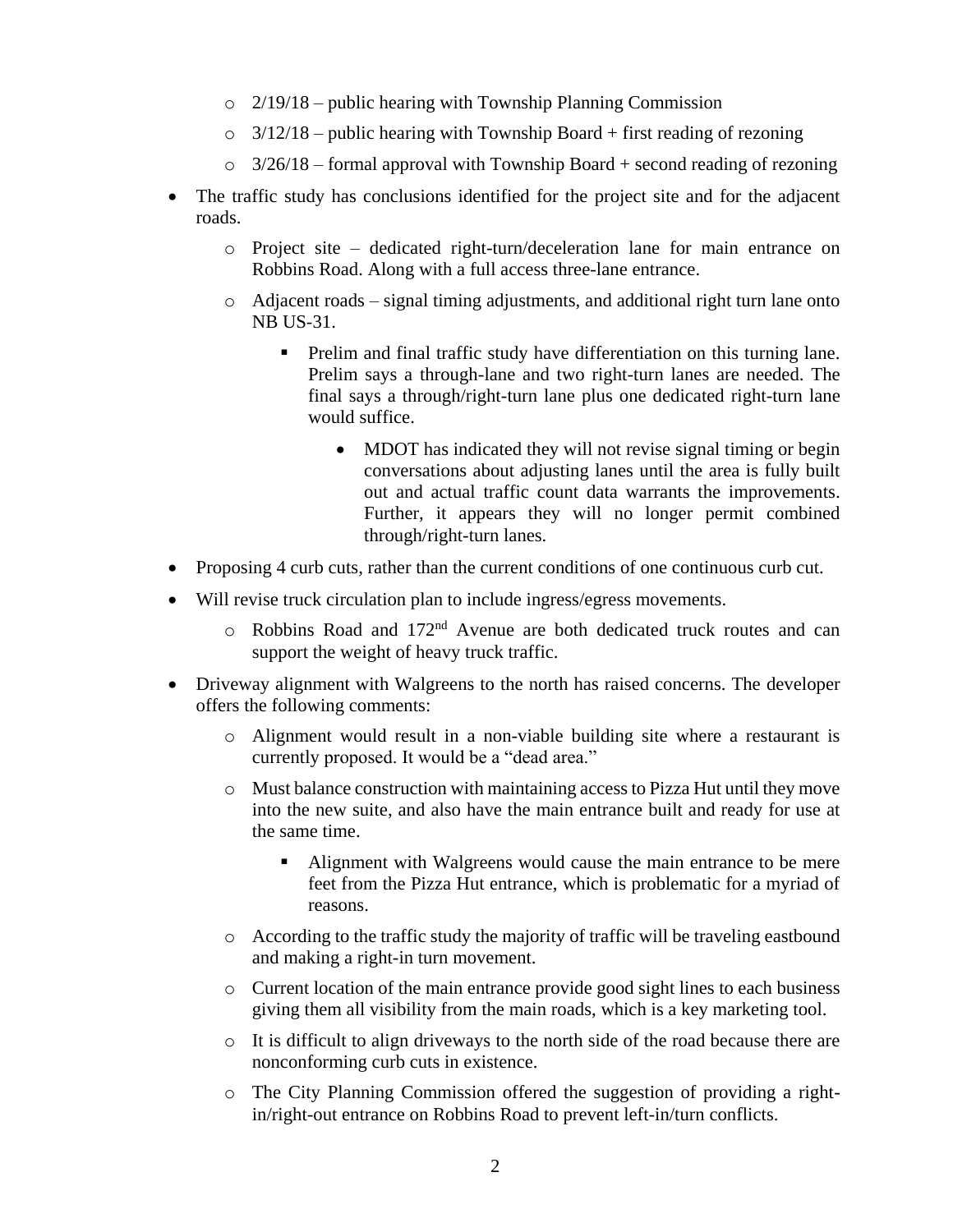- 2/19/18 – public hearing with Township Planning Commission
    - 3/12/18 – public hearing with Township Board + first reading of rezoning
    - 3/26/18 – formal approval with Township Board + second reading of rezoning
- The traffic study has conclusions identified for the project site and for the adjacent roads.
    - Project site – dedicated right-turn/deceleration lane for main entrance on Robbins Road. Along with a full access three-lane entrance.
    - Adjacent roads – signal timing adjustments, and additional right turn lane onto NB US-31.
        - Prelim and final traffic study have differentiation on this turning lane. Prelim says a through-lane and two right-turn lanes are needed. The final says a through/right-turn lane plus one dedicated right-turn lane would suffice.
            - MDOT has indicated they will not revise signal timing or begin conversations about adjusting lanes until the area is fully built out and actual traffic count data warrants the improvements. Further, it appears they will no longer permit combined through/right-turn lanes.
- Proposing 4 curb cuts, rather than the current conditions of one continuous curb cut.
- Will revise truck circulation plan to include ingress/egress movements.
    - Robbins Road and 172nd Avenue are both dedicated truck routes and can support the weight of heavy truck traffic.
- Driveway alignment with Walgreens to the north has raised concerns. The developer offers the following comments:
    - Alignment would result in a non-viable building site where a restaurant is currently proposed. It would be a "dead area."
    - Must balance construction with maintaining access to Pizza Hut until they move into the new suite, and also have the main entrance built and ready for use at the same time.
        - Alignment with Walgreens would cause the main entrance to be mere feet from the Pizza Hut entrance, which is problematic for a myriad of reasons.
    - According to the traffic study the majority of traffic will be traveling eastbound and making a right-in turn movement.
    - Current location of the main entrance provide good sight lines to each business giving them all visibility from the main roads, which is a key marketing tool.
    - It is difficult to align driveways to the north side of the road because there are nonconforming curb cuts in existence.
    - The City Planning Commission offered the suggestion of providing a right-in/right-out entrance on Robbins Road to prevent left-in/turn conflicts.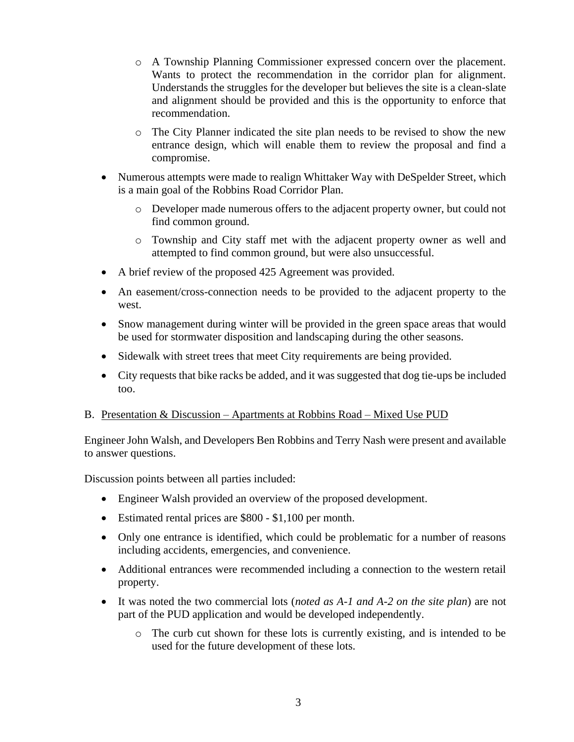- A Township Planning Commissioner expressed concern over the placement. Wants to protect the recommendation in the corridor plan for alignment. Understands the struggles for the developer but believes the site is a clean-slate and alignment should be provided and this is the opportunity to enforce that recommendation.
  - The City Planner indicated the site plan needs to be revised to show the new entrance design, which will enable them to review the proposal and find a compromise.
- Numerous attempts were made to realign Whittaker Way with DeSpelder Street, which is a main goal of the Robbins Road Corridor Plan.
  - Developer made numerous offers to the adjacent property owner, but could not find common ground.
  - Township and City staff met with the adjacent property owner as well and attempted to find common ground, but were also unsuccessful.
- A brief review of the proposed 425 Agreement was provided.
- An easement/cross-connection needs to be provided to the adjacent property to the west.
- Snow management during winter will be provided in the green space areas that would be used for stormwater disposition and landscaping during the other seasons.
- Sidewalk with street trees that meet City requirements are being provided.
- City requests that bike racks be added, and it was suggested that dog tie-ups be included too.

B. <u>Presentation & Discussion – Apartments at Robbins Road – Mixed Use PUD</u>

Engineer John Walsh, and Developers Ben Robbins and Terry Nash were present and available to answer questions.

Discussion points between all parties included:

- Engineer Walsh provided an overview of the proposed development.
- Estimated rental prices are $800 - $1,100 per month.
- Only one entrance is identified, which could be problematic for a number of reasons including accidents, emergencies, and convenience.
- Additional entrances were recommended including a connection to the western retail property.
- It was noted the two commercial lots (*noted as A-1 and A-2 on the site plan*) are not part of the PUD application and would be developed independently.
  - The curb cut shown for these lots is currently existing, and is intended to be used for the future development of these lots.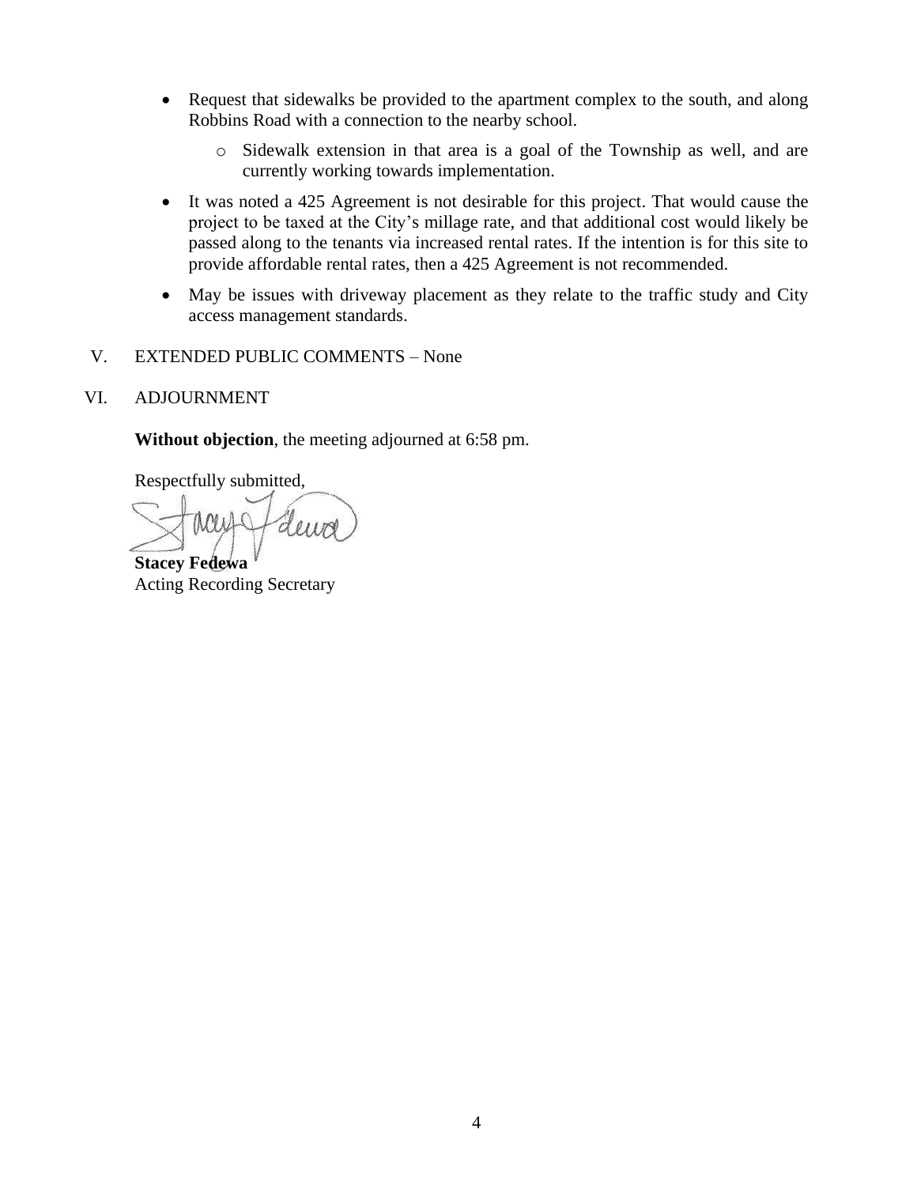- Request that sidewalks be provided to the apartment complex to the south, and along Robbins Road with a connection to the nearby school.
    - Sidewalk extension in that area is a goal of the Township as well, and are currently working towards implementation.
- It was noted a 425 Agreement is not desirable for this project. That would cause the project to be taxed at the City's millage rate, and that additional cost would likely be passed along to the tenants via increased rental rates. If the intention is for this site to provide affordable rental rates, then a 425 Agreement is not recommended.
- May be issues with driveway placement as they relate to the traffic study and City access management standards.

V. EXTENDED PUBLIC COMMENTS – None

VI. ADJOURNMENT

**Without objection**, the meeting adjourned at 6:58 pm.

Respectfully submitted,

**Stacey Fedewa**
Acting Recording Secretary